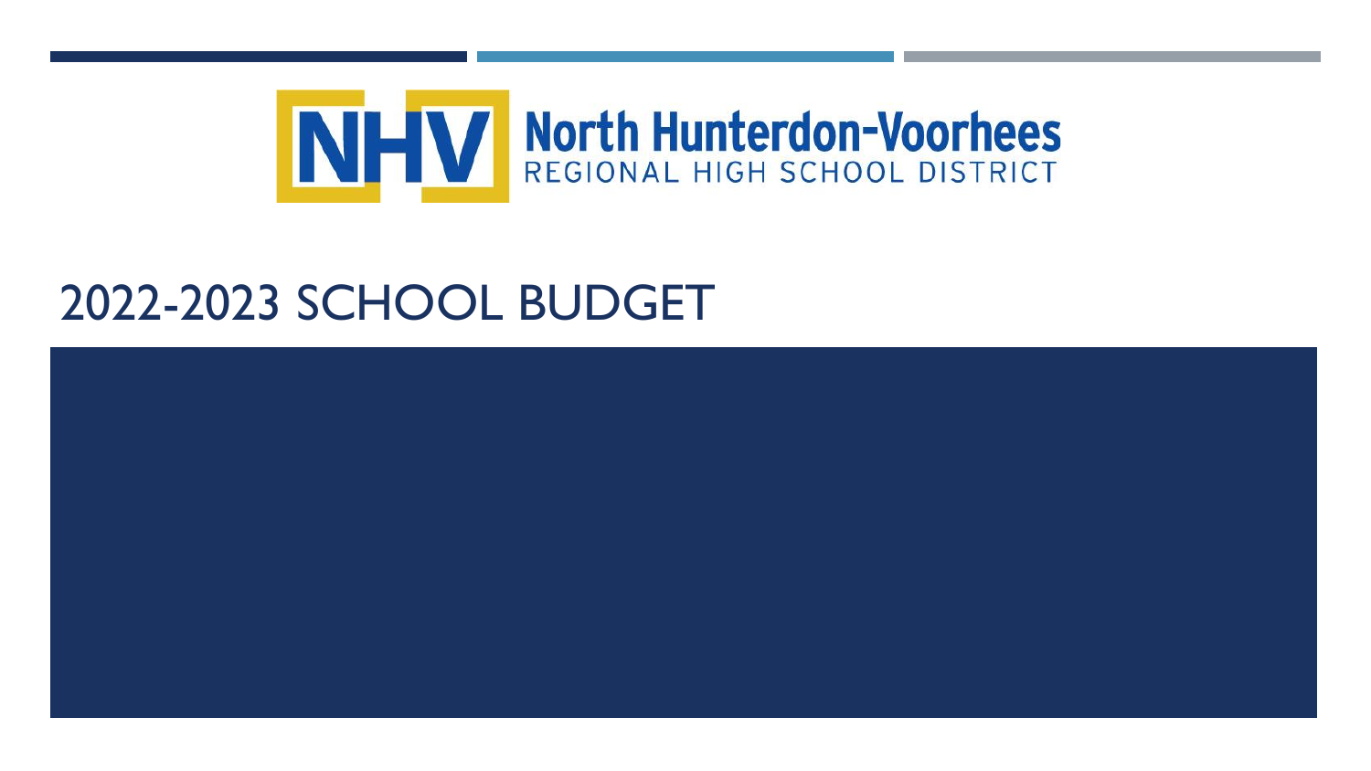North Hunterdon-Voorhees
REGIONAL HIGH SCHOOL DISTRICT

# 2022-2023 SCHOOL BUDGET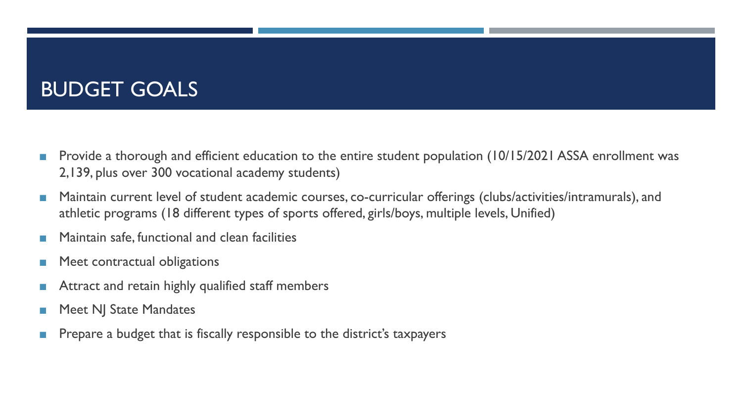# BUDGET GOALS

- Provide a thorough and efficient education to the entire student population (10/15/2021 ASSA enrollment was 2,139, plus over 300 vocational academy students)
- Maintain current level of student academic courses, co-curricular offerings (clubs/activities/intramurals), and athletic programs (18 different types of sports offered, girls/boys, multiple levels, Unified)
- Maintain safe, functional and clean facilities
- Meet contractual obligations
- Attract and retain highly qualified staff members
- Meet NJ State Mandates
- Prepare a budget that is fiscally responsible to the district's taxpayers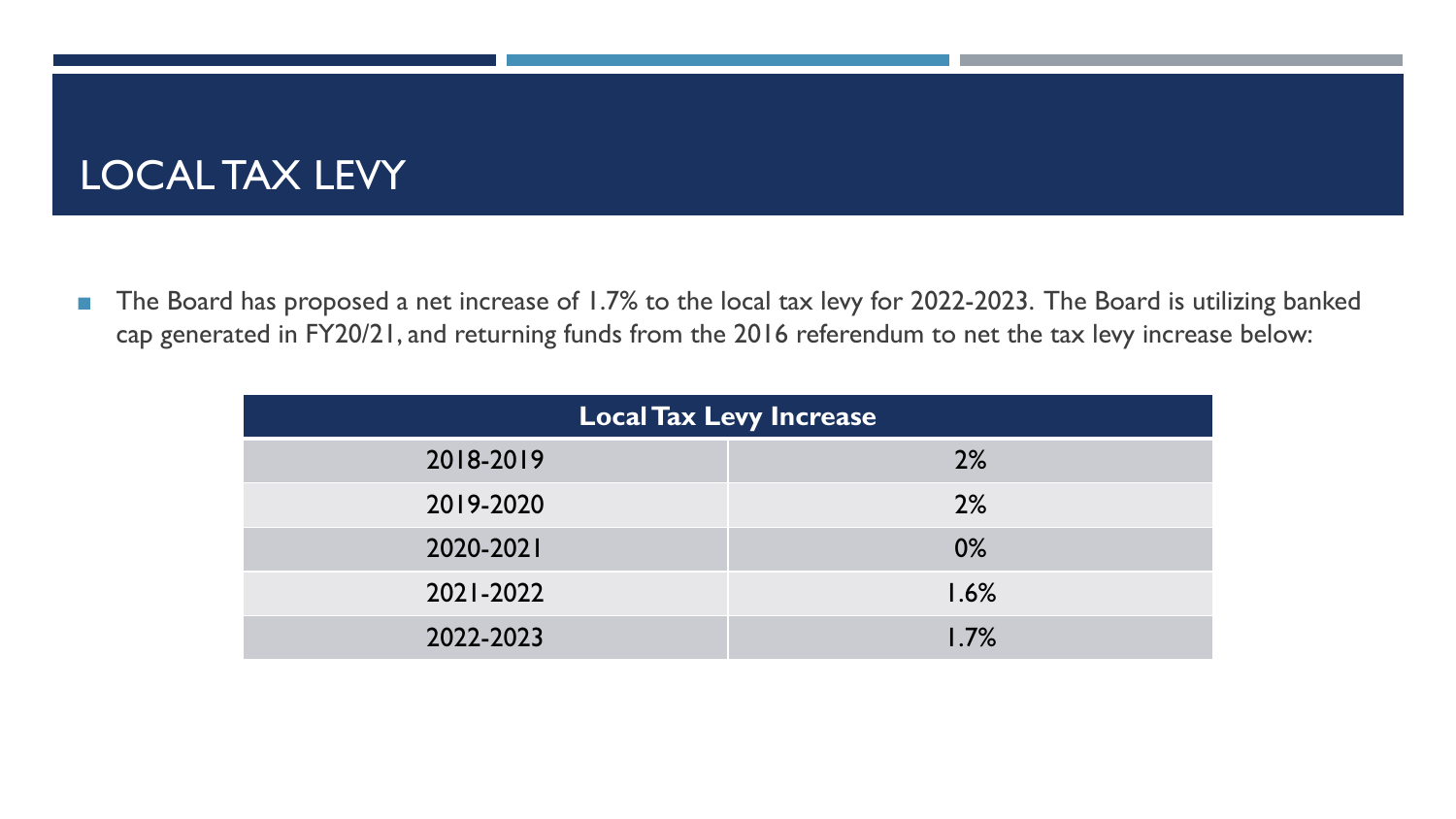# LOCAL TAX LEVY

- The Board has proposed a net increase of 1.7% to the local tax levy for 2022-2023. The Board is utilizing banked cap generated in FY20/21, and returning funds from the 2016 referendum to net the tax levy increase below:

| Local Tax Levy Increase | |
|---|---|
| 2018-2019 | 2% |
| 2019-2020 | 2% |
| 2020-2021 | 0% |
| 2021-2022 | 1.6% |
| 2022-2023 | 1.7% |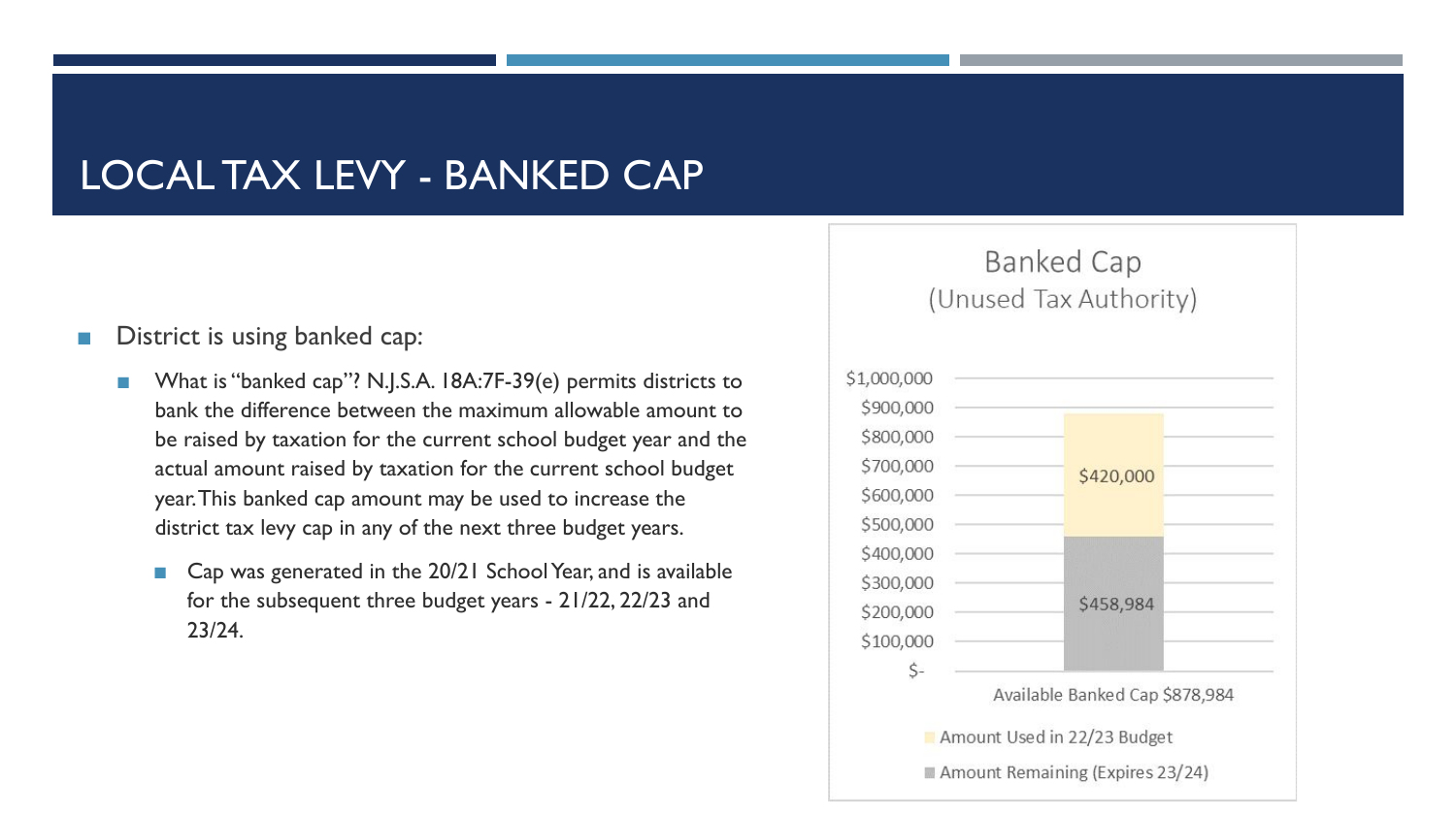# LOCAL TAX LEVY - BANKED CAP

- District is using banked cap:
  - What is "banked cap"? N.J.S.A. 18A:7F-39(e) permits districts to bank the difference between the maximum allowable amount to be raised by taxation for the current school budget year and the actual amount raised by taxation for the current school budget year. This banked cap amount may be used to increase the district tax levy cap in any of the next three budget years.
    - Cap was generated in the 20/21 School Year, and is available for the subsequent three budget years - 21/22, 22/23 and 23/24.

## Banked Cap (Unused Tax Authority)

| Available Banked Cap $878,984 | Amount |
|---|---|
| Amount Used in 22/23 Budget | $420,000 |
| Amount Remaining (Expires 23/24) | $458,984 |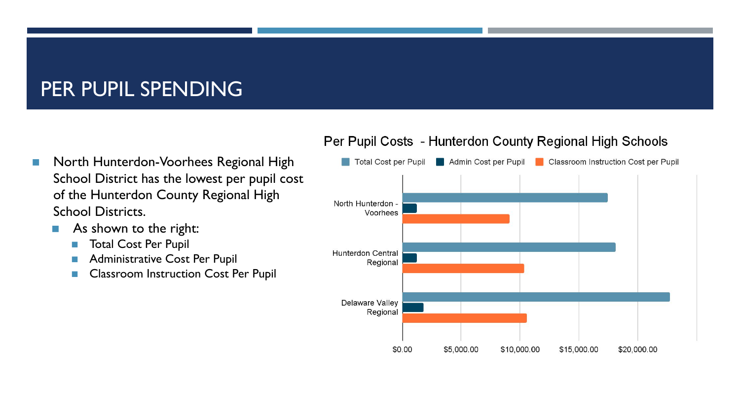# PER PUPIL SPENDING

- North Hunterdon-Voorhees Regional High School District has the lowest per pupil cost of the Hunterdon County Regional High School Districts.
  - As shown to the right:
    - Total Cost Per Pupil
    - Administrative Cost Per Pupil
    - Classroom Instruction Cost Per Pupil

Per Pupil Costs - Hunterdon County Regional High Schools

Total Cost per Pupil | Admin Cost per Pupil | Classroom Instruction Cost per Pupil

North Hunterdon - Voorhees

Hunterdon Central Regional

Delaware Valley Regional

$0.00 | $5,000.00 | $10,000.00 | $15,000.00 | $20,000.00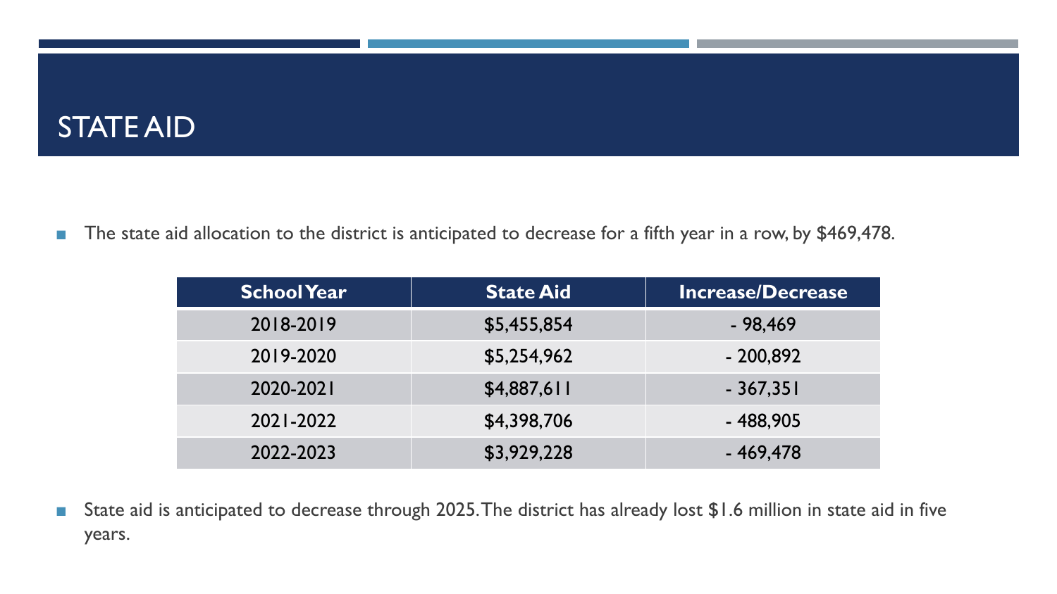# STATE AID

- The state aid allocation to the district is anticipated to decrease for a fifth year in a row, by $469,478.

| School Year | State Aid | Increase/Decrease |
|---|---|---|
| 2018-2019 | $5,455,854 | - 98,469 |
| 2019-2020 | $5,254,962 | - 200,892 |
| 2020-2021 | $4,887,611 | - 367,351 |
| 2021-2022 | $4,398,706 | - 488,905 |
| 2022-2023 | $3,929,228 | - 469,478 |

- State aid is anticipated to decrease through 2025. The district has already lost $1.6 million in state aid in five years.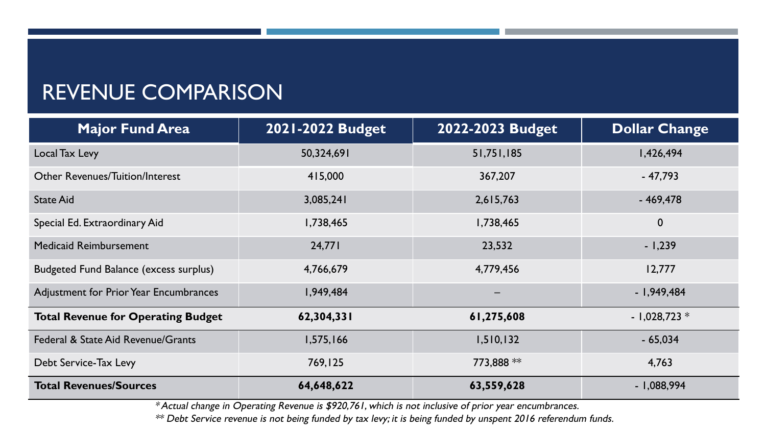# REVENUE COMPARISON

| Major Fund Area | 2021-2022 Budget | 2022-2023 Budget | Dollar Change |
|---|---|---|---|
| Local Tax Levy | 50,324,691 | 51,751,185 | 1,426,494 |
| Other Revenues/Tuition/Interest | 415,000 | 367,207 | - 47,793 |
| State Aid | 3,085,241 | 2,615,763 | - 469,478 |
| Special Ed. Extraordinary Aid | 1,738,465 | 1,738,465 | 0 |
| Medicaid Reimbursement | 24,771 | 23,532 | - 1,239 |
| Budgeted Fund Balance (excess surplus) | 4,766,679 | 4,779,456 | 12,777 |
| Adjustment for Prior Year Encumbrances | 1,949,484 | – | - 1,949,484 |
| **Total Revenue for Operating Budget** | **62,304,331** | **61,275,608** | - 1,028,723 * |
| Federal & State Aid Revenue/Grants | 1,575,166 | 1,510,132 | - 65,034 |
| Debt Service-Tax Levy | 769,125 | 773,888 ** | 4,763 |
| **Total Revenues/Sources** | **64,648,622** | **63,559,628** | - 1,088,994 |

*\*Actual change in Operating Revenue is $920,761, which is not inclusive of prior year encumbrances.*

*\*\* Debt Service revenue is not being funded by tax levy; it is being funded by unspent 2016 referendum funds.*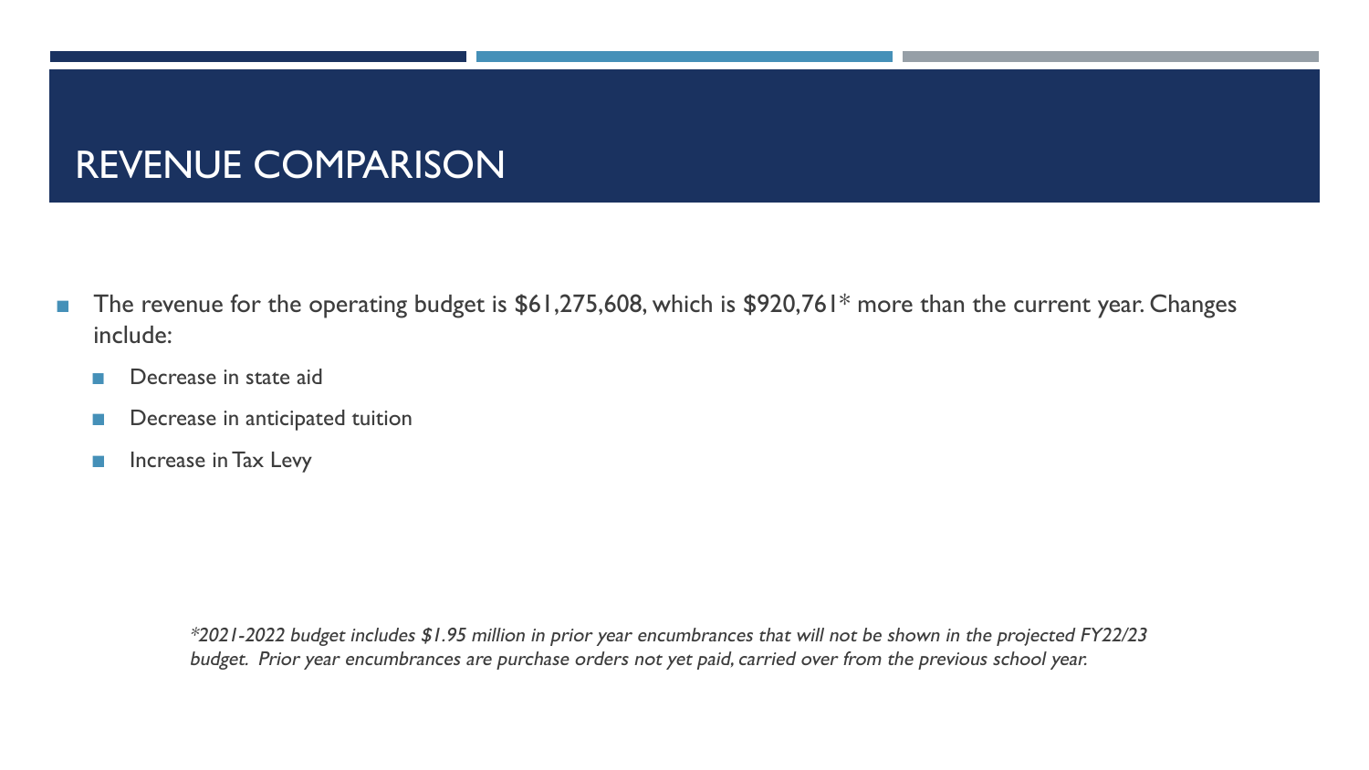# REVENUE COMPARISON

- The revenue for the operating budget is $61,275,608, which is $920,761* more than the current year. Changes include:
  - Decrease in state aid
  - Decrease in anticipated tuition
  - Increase in Tax Levy

*\*2021-2022 budget includes $1.95 million in prior year encumbrances that will not be shown in the projected FY22/23 budget. Prior year encumbrances are purchase orders not yet paid, carried over from the previous school year.*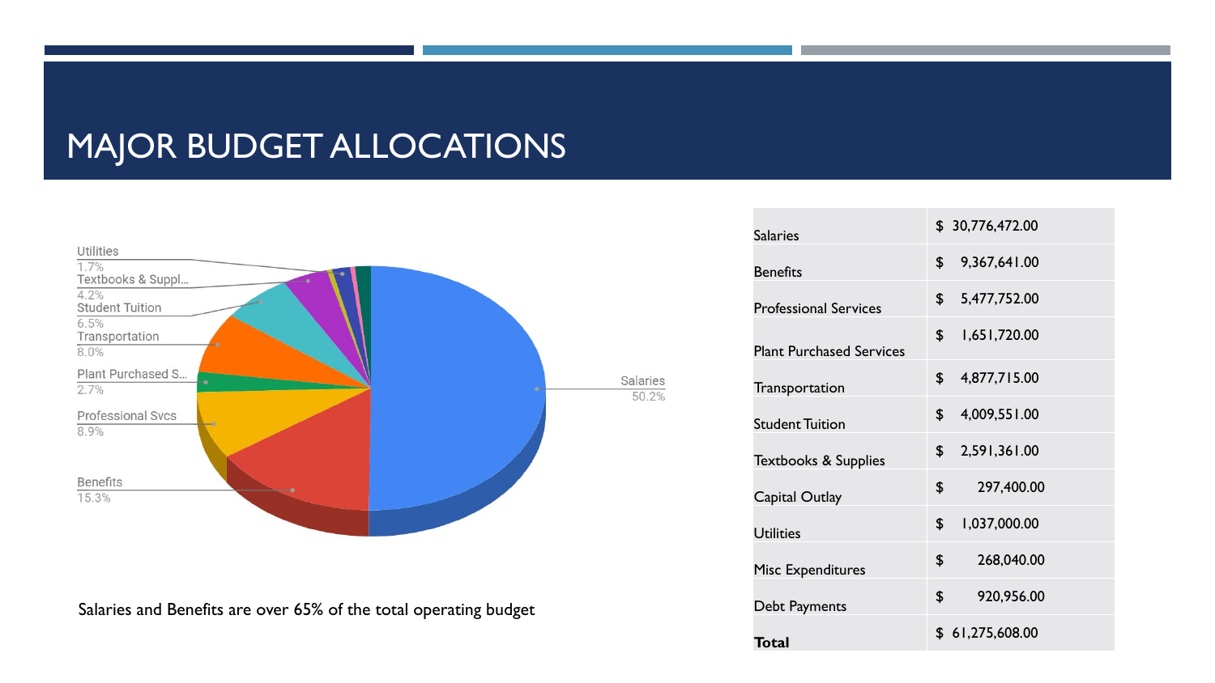# MAJOR BUDGET ALLOCATIONS

Salaries and Benefits are over 65% of the total operating budget

| | |
|---|---|
| Salaries | $ 30,776,472.00 |
| Benefits | $ 9,367,641.00 |
| Professional Services | $ 5,477,752.00 |
| Plant Purchased Services | $ 1,651,720.00 |
| Transportation | $ 4,877,715.00 |
| Student Tuition | $ 4,009,551.00 |
| Textbooks & Supplies | $ 2,591,361.00 |
| Capital Outlay | $ 297,400.00 |
| Utilities | $ 1,037,000.00 |
| Misc Expenditures | $ 268,040.00 |
| Debt Payments | $ 920,956.00 |
| **Total** | $ 61,275,608.00 |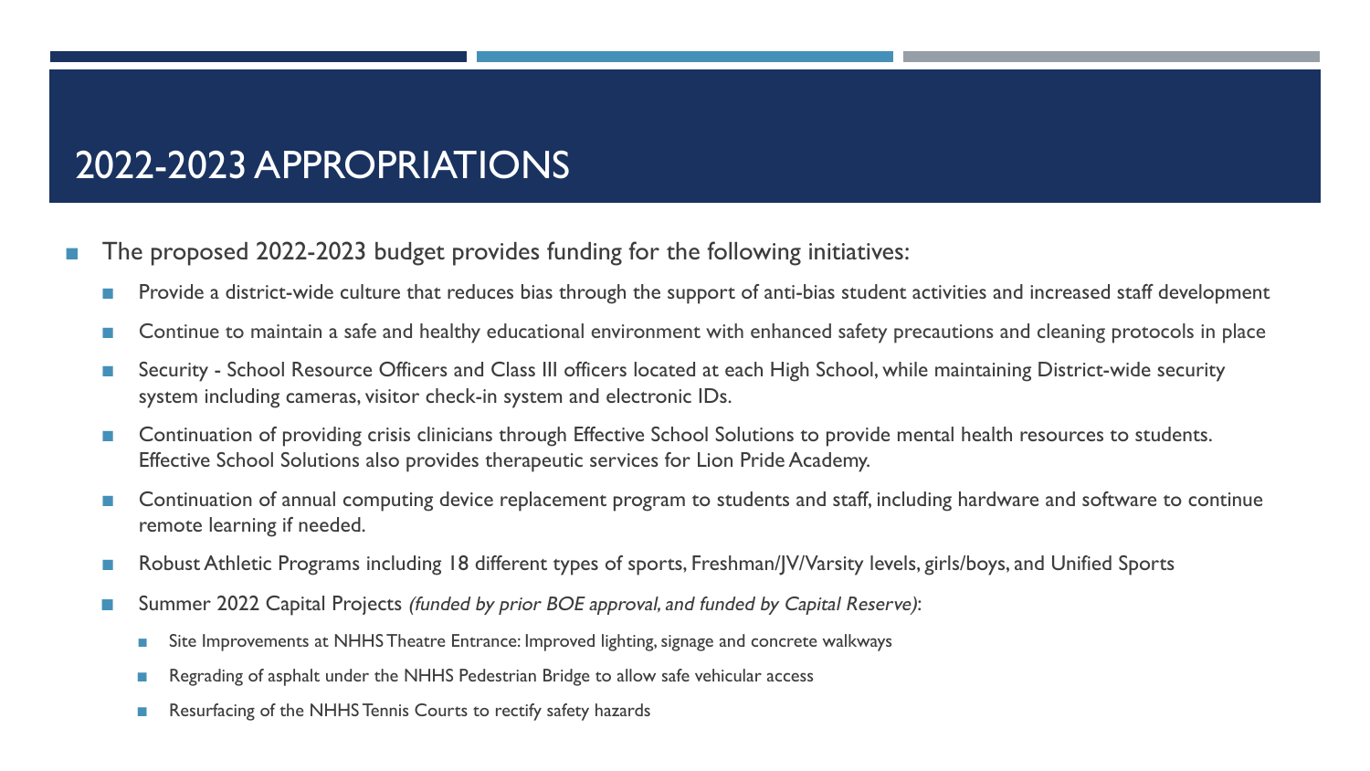# 2022-2023 APPROPRIATIONS

- The proposed 2022-2023 budget provides funding for the following initiatives:
  - Provide a district-wide culture that reduces bias through the support of anti-bias student activities and increased staff development
  - Continue to maintain a safe and healthy educational environment with enhanced safety precautions and cleaning protocols in place
  - Security - School Resource Officers and Class III officers located at each High School, while maintaining District-wide security system including cameras, visitor check-in system and electronic IDs.
  - Continuation of providing crisis clinicians through Effective School Solutions to provide mental health resources to students. Effective School Solutions also provides therapeutic services for Lion Pride Academy.
  - Continuation of annual computing device replacement program to students and staff, including hardware and software to continue remote learning if needed.
  - Robust Athletic Programs including 18 different types of sports, Freshman/JV/Varsity levels, girls/boys, and Unified Sports
  - Summer 2022 Capital Projects *(funded by prior BOE approval, and funded by Capital Reserve)*:
    - Site Improvements at NHHS Theatre Entrance: Improved lighting, signage and concrete walkways
    - Regrading of asphalt under the NHHS Pedestrian Bridge to allow safe vehicular access
    - Resurfacing of the NHHS Tennis Courts to rectify safety hazards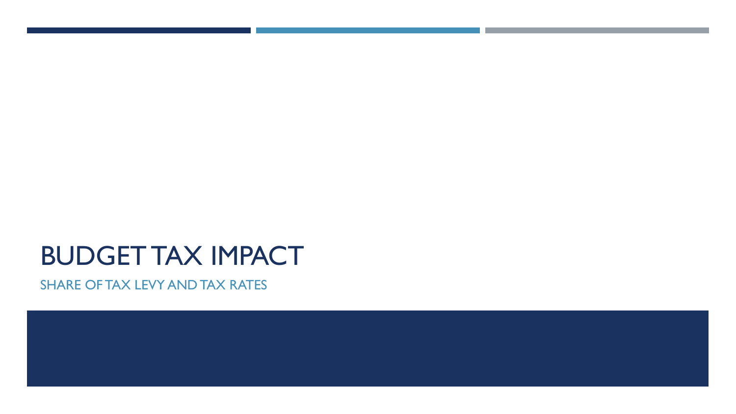# BUDGET TAX IMPACT

## SHARE OF TAX LEVY AND TAX RATES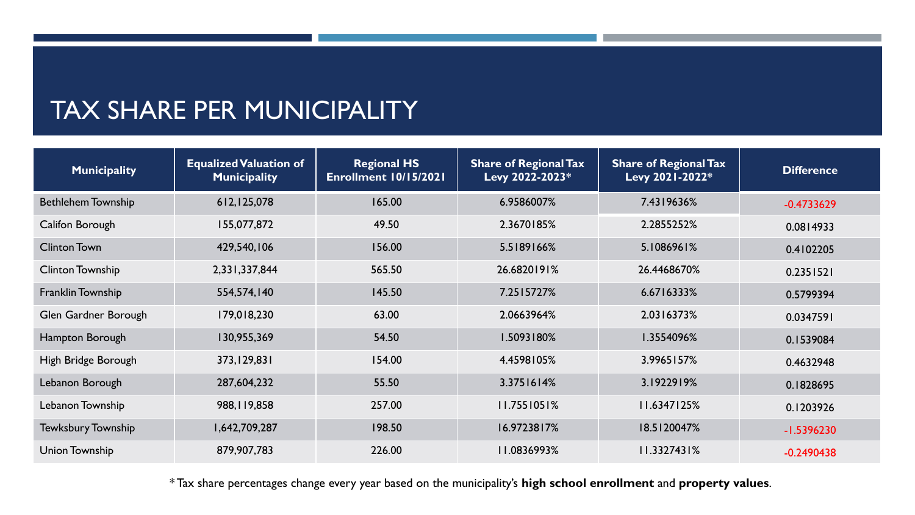# TAX SHARE PER MUNICIPALITY

| Municipality | Equalized Valuation of Municipality | Regional HS Enrollment 10/15/2021 | Share of Regional Tax Levy 2022-2023* | Share of Regional Tax Levy 2021-2022* | Difference |
|---|---|---|---|---|---|
| Bethlehem Township | 612,125,078 | 165.00 | 6.9586007% | 7.4319636% | -0.4733629 |
| Califon Borough | 155,077,872 | 49.50 | 2.3670185% | 2.2855252% | 0.0814933 |
| Clinton Town | 429,540,106 | 156.00 | 5.5189166% | 5.1086961% | 0.4102205 |
| Clinton Township | 2,331,337,844 | 565.50 | 26.6820191% | 26.4468670% | 0.2351521 |
| Franklin Township | 554,574,140 | 145.50 | 7.2515727% | 6.6716333% | 0.5799394 |
| Glen Gardner Borough | 179,018,230 | 63.00 | 2.0663964% | 2.0316373% | 0.0347591 |
| Hampton Borough | 130,955,369 | 54.50 | 1.5093180% | 1.3554096% | 0.1539084 |
| High Bridge Borough | 373,129,831 | 154.00 | 4.4598105% | 3.9965157% | 0.4632948 |
| Lebanon Borough | 287,604,232 | 55.50 | 3.3751614% | 3.1922919% | 0.1828695 |
| Lebanon Township | 988,119,858 | 257.00 | 11.7551051% | 11.6347125% | 0.1203926 |
| Tewksbury Township | 1,642,709,287 | 198.50 | 16.9723817% | 18.5120047% | -1.5396230 |
| Union Township | 879,907,783 | 226.00 | 11.0836993% | 11.3327431% | -0.2490438 |

*Tax share percentages change every year based on the municipality's **high school enrollment** and **property values**.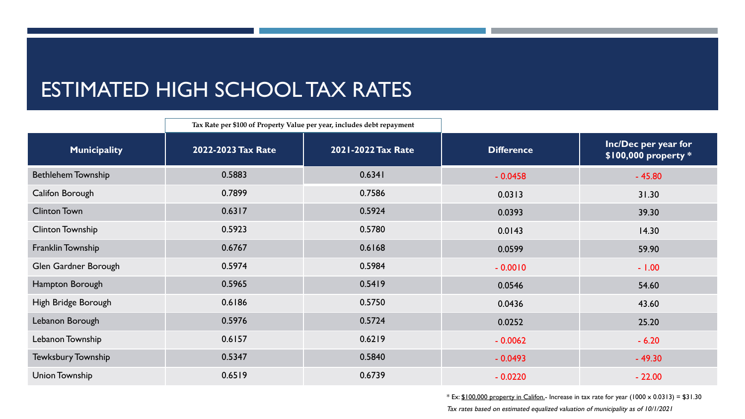# ESTIMATED HIGH SCHOOL TAX RATES

| | Tax Rate per $100 of Property Value per year, includes debt repayment | | | |
|---|---|---|---|---|
| **Municipality** | **2022-2023 Tax Rate** | **2021-2022 Tax Rate** | **Difference** | **Inc/Dec per year for $100,000 property *** |
| Bethlehem Township | 0.5883 | 0.6341 | - 0.0458 | - 45.80 |
| Califon Borough | 0.7899 | 0.7586 | 0.0313 | 31.30 |
| Clinton Town | 0.6317 | 0.5924 | 0.0393 | 39.30 |
| Clinton Township | 0.5923 | 0.5780 | 0.0143 | 14.30 |
| Franklin Township | 0.6767 | 0.6168 | 0.0599 | 59.90 |
| Glen Gardner Borough | 0.5974 | 0.5984 | - 0.0010 | - 1.00 |
| Hampton Borough | 0.5965 | 0.5419 | 0.0546 | 54.60 |
| High Bridge Borough | 0.6186 | 0.5750 | 0.0436 | 43.60 |
| Lebanon Borough | 0.5976 | 0.5724 | 0.0252 | 25.20 |
| Lebanon Township | 0.6157 | 0.6219 | - 0.0062 | - 6.20 |
| Tewksbury Township | 0.5347 | 0.5840 | - 0.0493 | - 49.30 |
| Union Township | 0.6519 | 0.6739 | - 0.0220 | - 22.00 |

* Ex: $100,000 property in Califon.- Increase in tax rate for year (1000 x 0.0313) = $31.30

*Tax rates based on estimated equalized valuation of municipality as of 10/1/2021*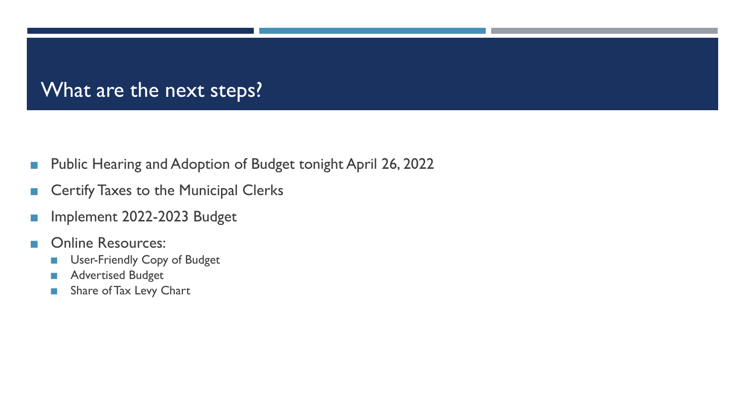# What are the next steps?

- Public Hearing and Adoption of Budget tonight April 26, 2022
- Certify Taxes to the Municipal Clerks
- Implement 2022-2023 Budget
- Online Resources:
  - User-Friendly Copy of Budget
  - Advertised Budget
  - Share of Tax Levy Chart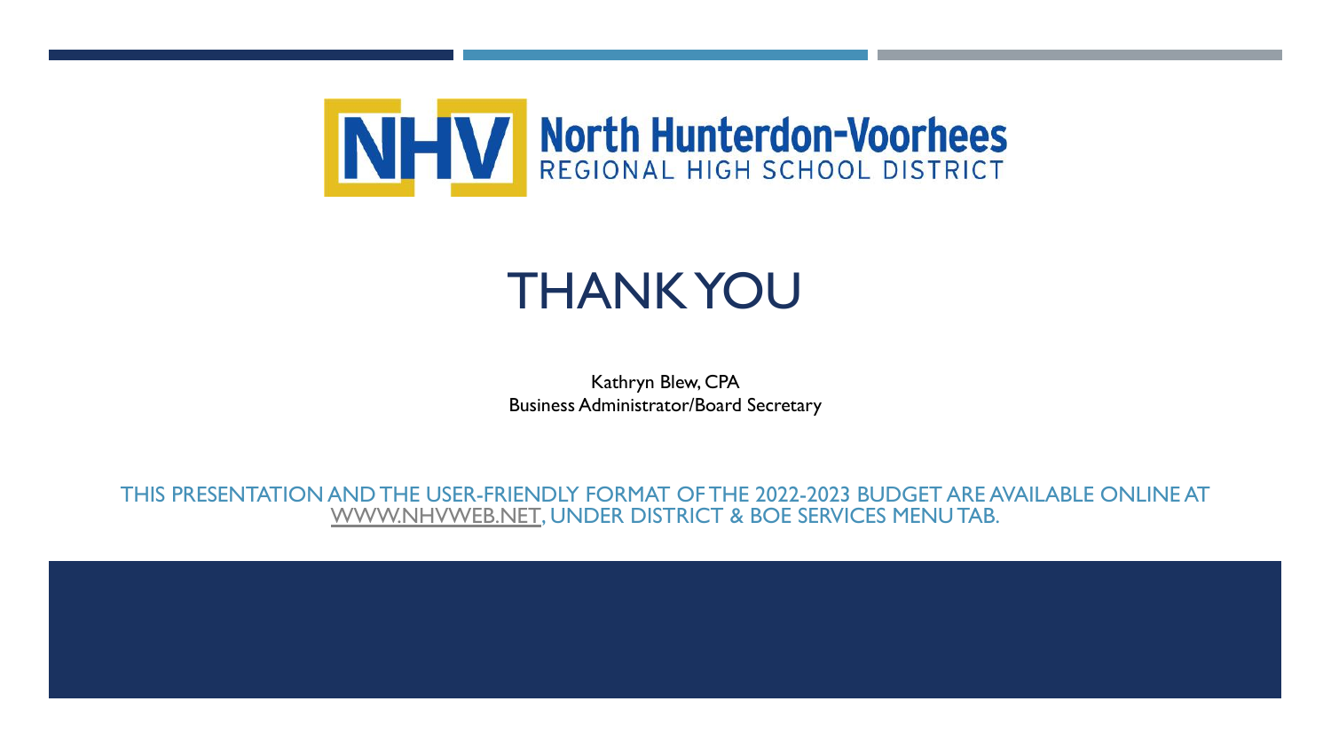NHV North Hunterdon-Voorhees
REGIONAL HIGH SCHOOL DISTRICT

# THANK YOU

Kathryn Blew, CPA
Business Administrator/Board Secretary

THIS PRESENTATION AND THE USER-FRIENDLY FORMAT OF THE 2022-2023 BUDGET ARE AVAILABLE ONLINE AT WWW.NHVWEB.NET, UNDER DISTRICT & BOE SERVICES MENU TAB.